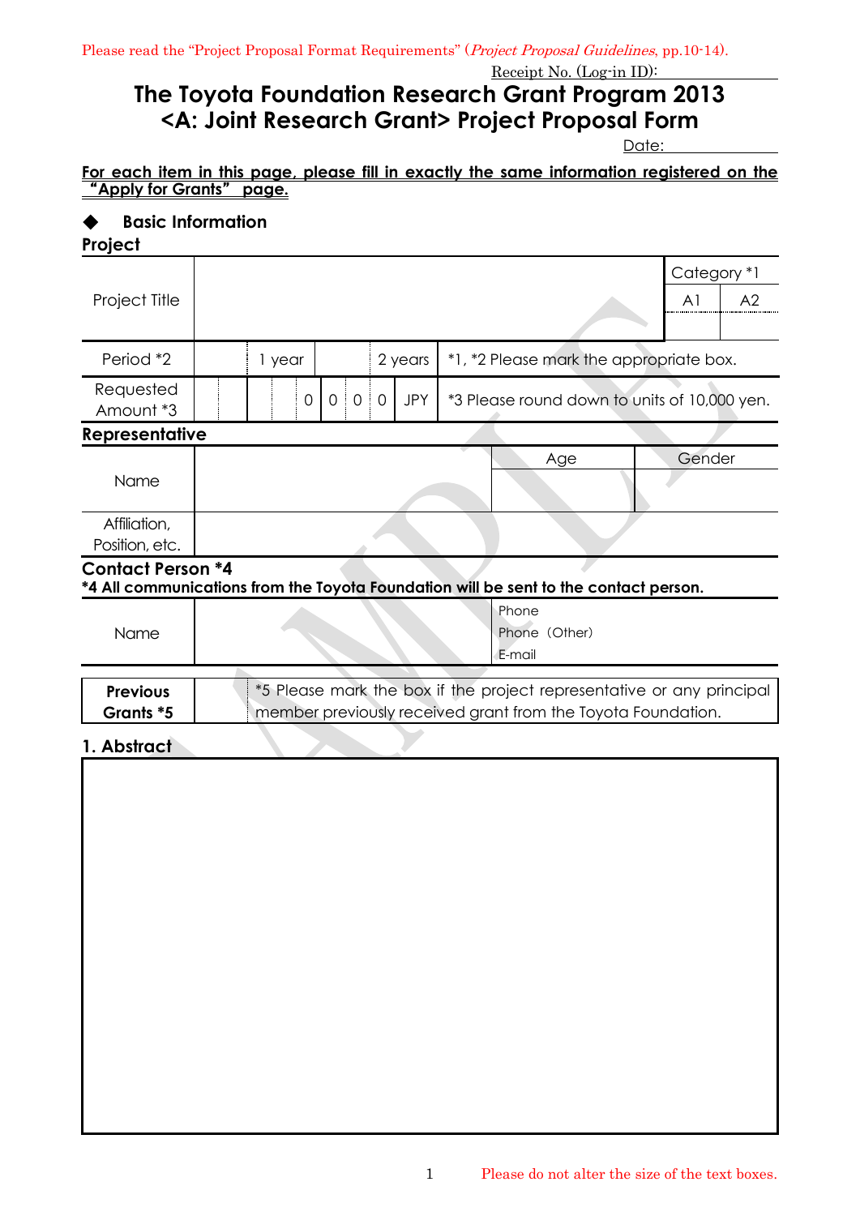Please read the "Project Proposal Format Requirements" (*Project Proposal Guidelines*, pp.10-14).

Receipt No. (Log-in ID):

# The Toyota Foundation Research Grant Program 2013 <A: Joint Research Grant> Project Proposal Form

Date:

**For each item in this page, please fill in exactly the same information registered on the "Apply for Grants" page.**

## ◆ Basic Information

### Project

| Project Title | | | | | | | | | | Category *1 | |
|---|---|---|---|---|---|---|---|---|---|---|---|
| | | | | | | | | | | A1 | A2 |
| Period *2 | | 1 year | | 2 years | *1, *2 Please mark the appropriate box. | | | | | | |
| Requested Amount *3 | | | | 0 | 0 | 0 | 0 | JPY | *3 Please round down to units of 10,000 yen. | | |

### Representative

| Name | | Age | Gender |
|---|---|---|---|
| | | | |
| Affiliation, Position, etc. | | | |

### Contact Person *4

***4 All communications from the Toyota Foundation will be sent to the contact person.**

| Name | | Phone<br>Phone (Other)<br>E-mail |
|---|---|---|

| **Previous Grants *5** | | *5 Please mark the box if the project representative or any principal member previously received grant from the Toyota Foundation. |
|---|---|---|

### 1. Abstract

Please do not alter the size of the text boxes.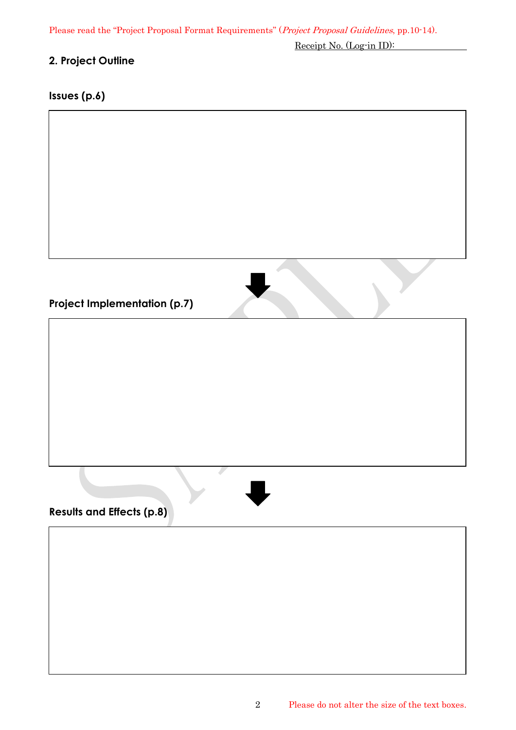Please read the "Project Proposal Format Requirements" (*Project Proposal Guidelines*, pp.10-14).

Receipt No. (Log-in ID):

## 2. Project Outline

### Issues (p.6)

### Project Implementation (p.7)

### Results and Effects (p.8)

Please do not alter the size of the text boxes.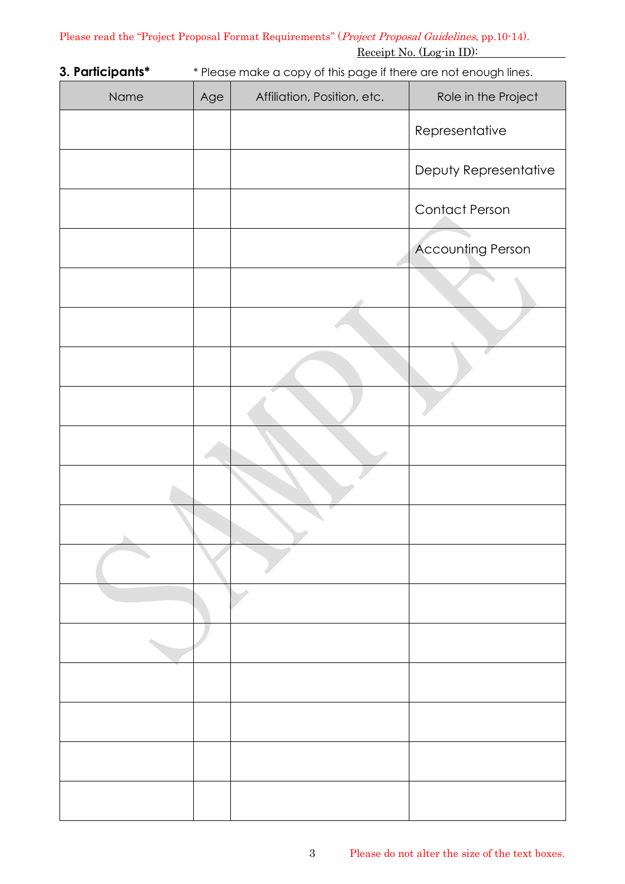Please read the "Project Proposal Format Requirements" (*Project Proposal Guidelines*, pp.10-14).

Receipt No. (Log-in ID):

### 3. Participants*

* Please make a copy of this page if there are not enough lines.

| Name | Age | Affiliation, Position, etc. | Role in the Project |
|---|---|---|---|
| | | | Representative |
| | | | Deputy Representative |
| | | | Contact Person |
| | | | Accounting Person |
| | | | |
| | | | |
| | | | |
| | | | |
| | | | |
| | | | |
| | | | |
| | | | |
| | | | |
| | | | |
| | | | |
| | | | |
| | | | |
| | | | |

Please do not alter the size of the text boxes.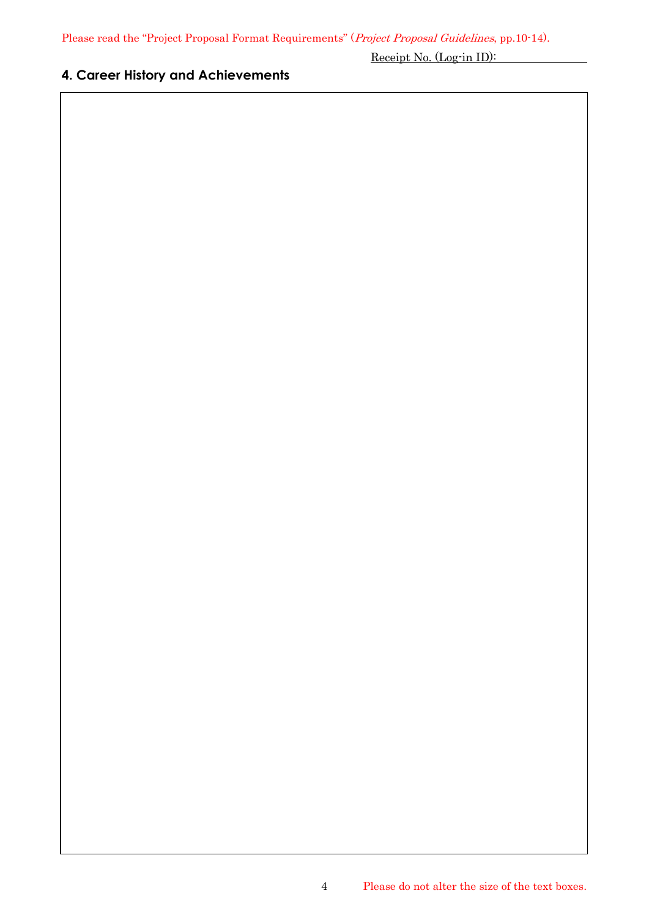Please read the “Project Proposal Format Requirements” (*Project Proposal Guidelines*, pp.10-14).

Receipt No. (Log-in ID):

## 4. Career History and Achievements

Please do not alter the size of the text boxes.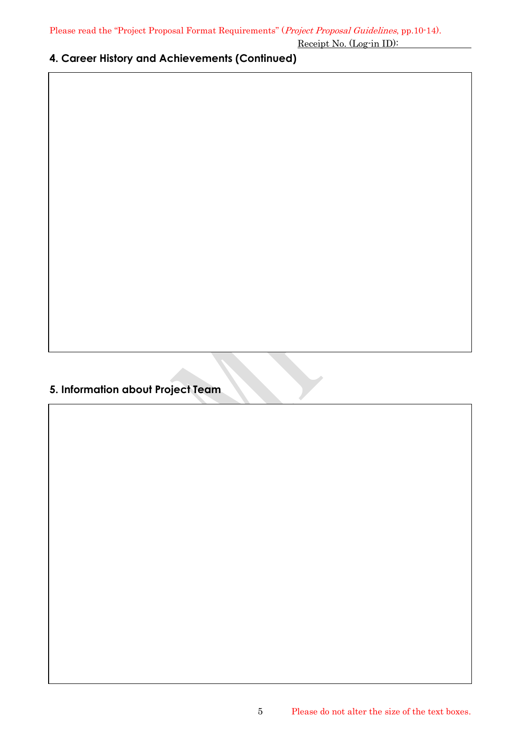Please read the "Project Proposal Format Requirements" (*Project Proposal Guidelines*, pp.10-14).

Receipt No. (Log-in ID):

## 4. Career History and Achievements (Continued)

## 5. Information about Project Team

Please do not alter the size of the text boxes.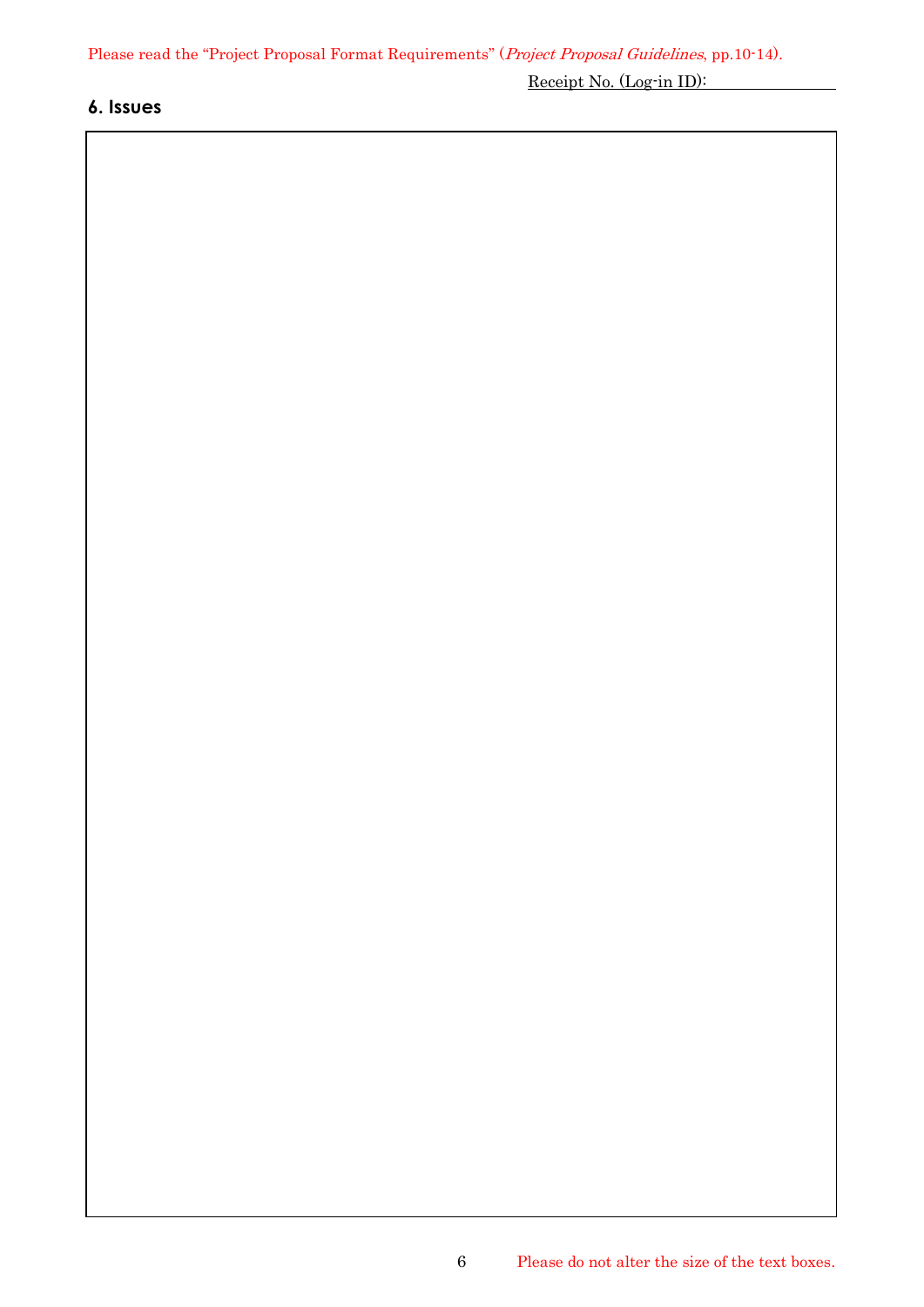Please read the "Project Proposal Format Requirements" (*Project Proposal Guidelines*, pp.10-14).

Receipt No. (Log-in ID): \_\_\_\_\_\_\_\_\_\_\_\_\_\_

## 6. Issues

Please do not alter the size of the text boxes.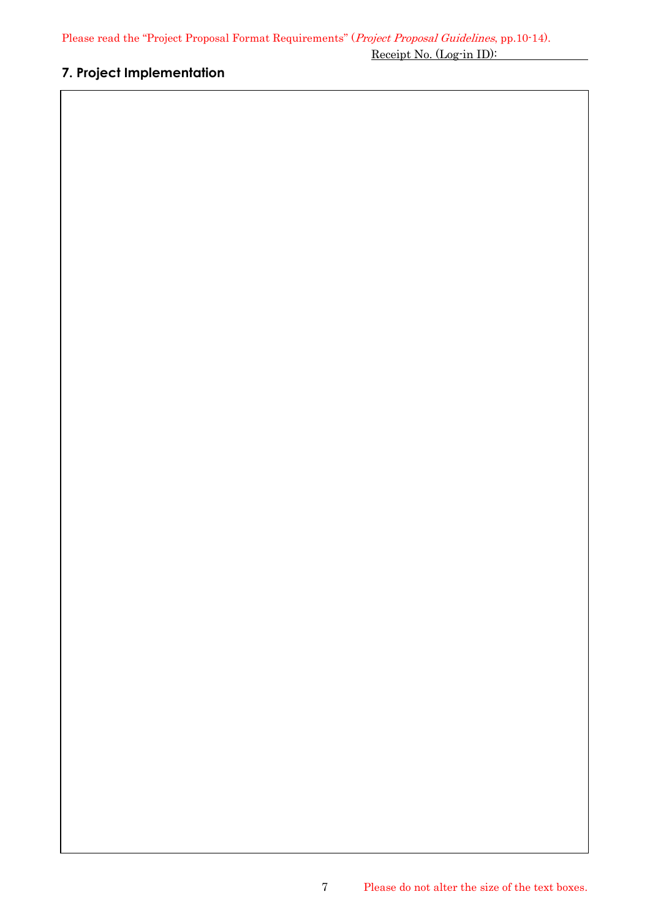Please read the "Project Proposal Format Requirements" (*Project Proposal Guidelines*, pp.10-14).

Receipt No. (Log-in ID): ______________

## 7. Project Implementation

Please do not alter the size of the text boxes.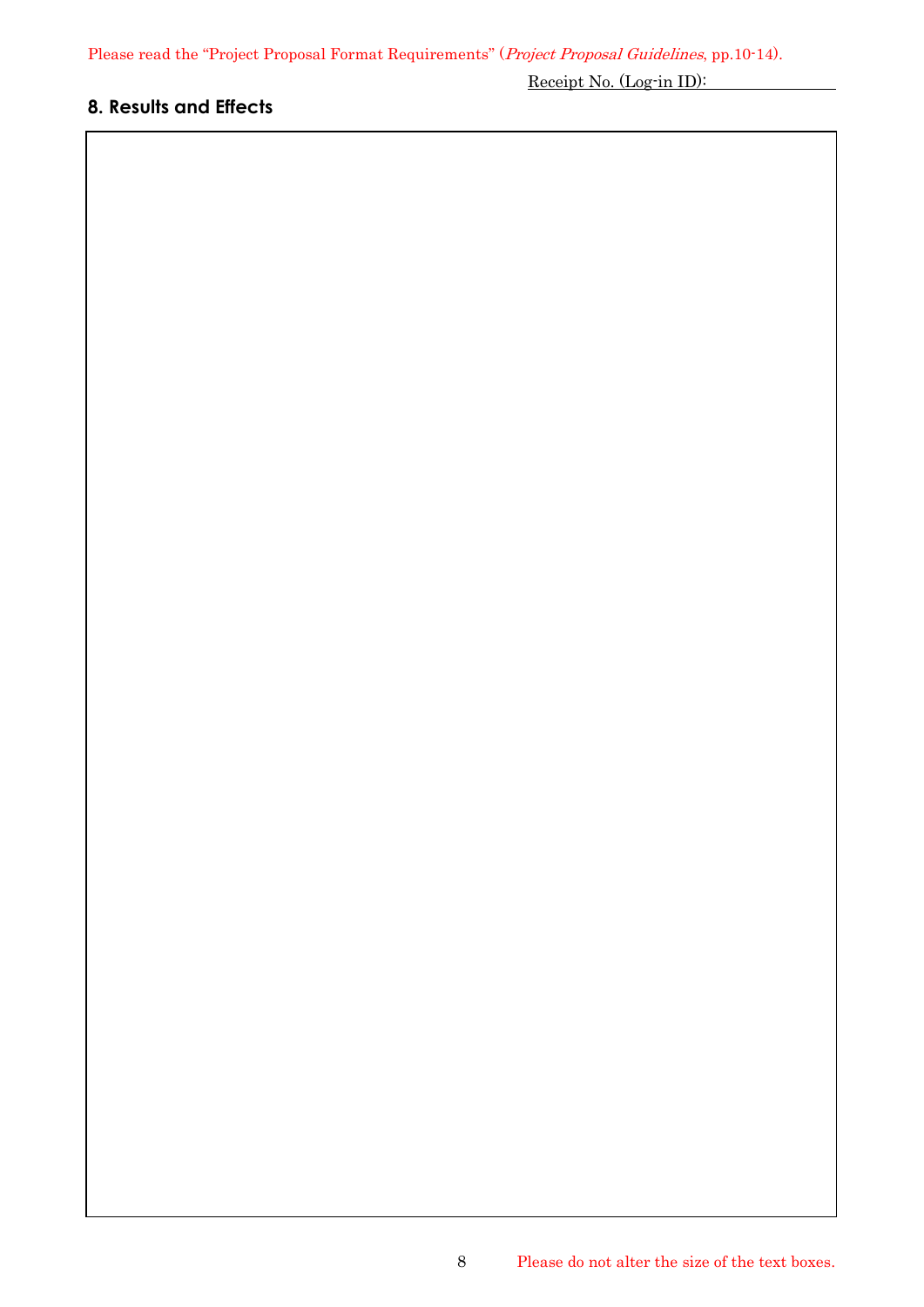Please read the "Project Proposal Format Requirements" (*Project Proposal Guidelines*, pp.10-14).

Receipt No. (Log-in ID):

## 8. Results and Effects

Please do not alter the size of the text boxes.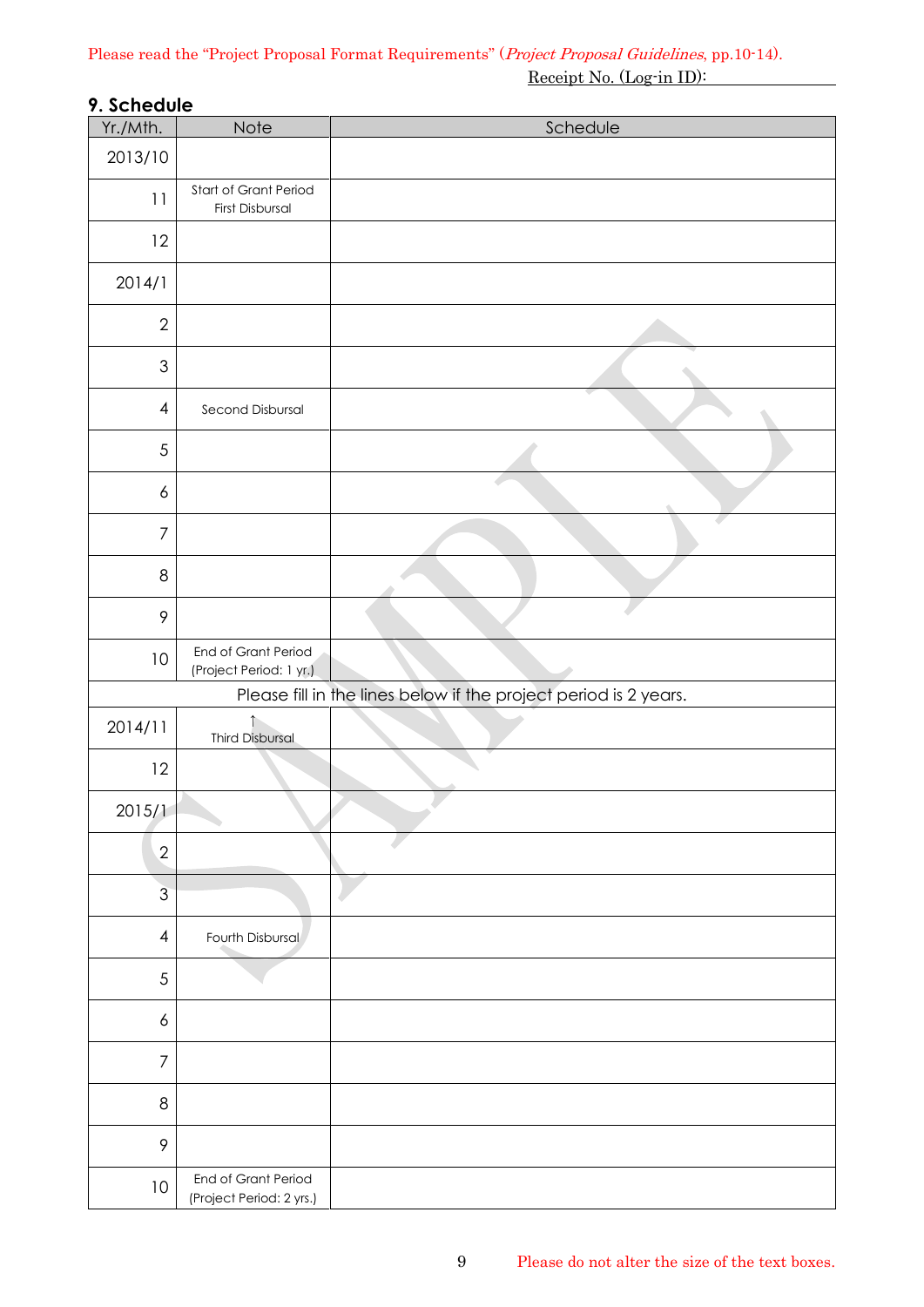Please read the "Project Proposal Format Requirements" (*Project Proposal Guidelines*, pp.10-14).

Receipt No. (Log-in ID):

### 9. Schedule

| Yr./Mth. | Note | Schedule |
|---|---|---|
| 2013/10 | | |
| 11 | Start of Grant Period First Disbursal | |
| 12 | | |
| 2014/1 | | |
| 2 | | |
| 3 | | |
| 4 | Second Disbursal | |
| 5 | | |
| 6 | | |
| 7 | | |
| 8 | | |
| 9 | | |
| 10 | End of Grant Period (Project Period: 1 yr.) | |
| Please fill in the lines below if the project period is 2 years. | | |
| 2014/11 | ↑ Third Disbursal | |
| 12 | | |
| 2015/1 | | |
| 2 | | |
| 3 | | |
| 4 | Fourth Disbursal | |
| 5 | | |
| 6 | | |
| 7 | | |
| 8 | | |
| 9 | | |
| 10 | End of Grant Period (Project Period: 2 yrs.) | |

Please do not alter the size of the text boxes.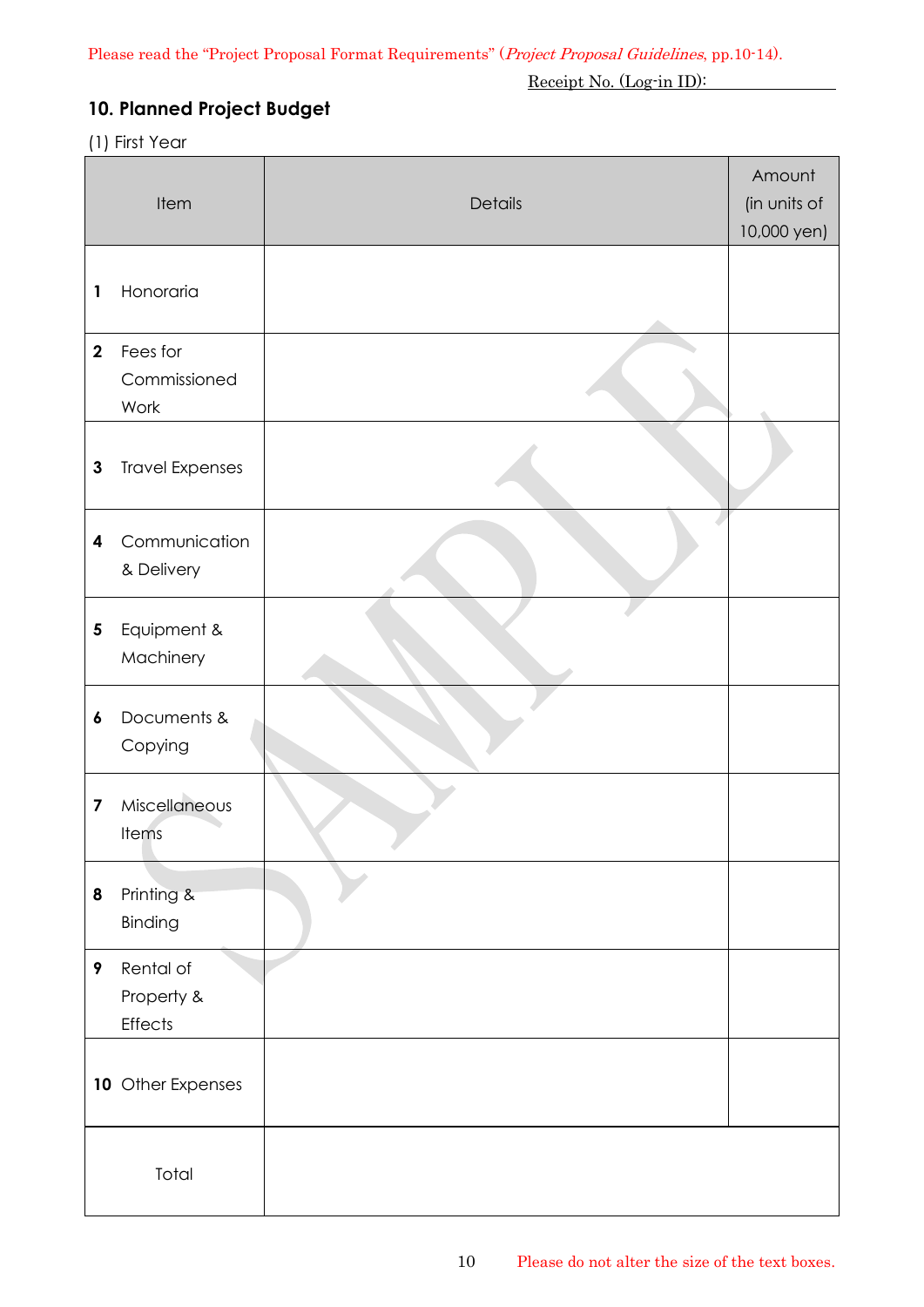Please read the "Project Proposal Format Requirements" (*Project Proposal Guidelines*, pp.10-14).

Receipt No. (Log-in ID):

## 10. Planned Project Budget

(1) First Year

| Item | Details | Amount (in units of 10,000 yen) |
|---|---|---|
| **1** Honoraria | | |
| **2** Fees for Commissioned Work | | |
| **3** Travel Expenses | | |
| **4** Communication & Delivery | | |
| **5** Equipment & Machinery | | |
| **6** Documents & Copying | | |
| **7** Miscellaneous Items | | |
| **8** Printing & Binding | | |
| **9** Rental of Property & Effects | | |
| **10** Other Expenses | | |
| Total | | |

Please do not alter the size of the text boxes.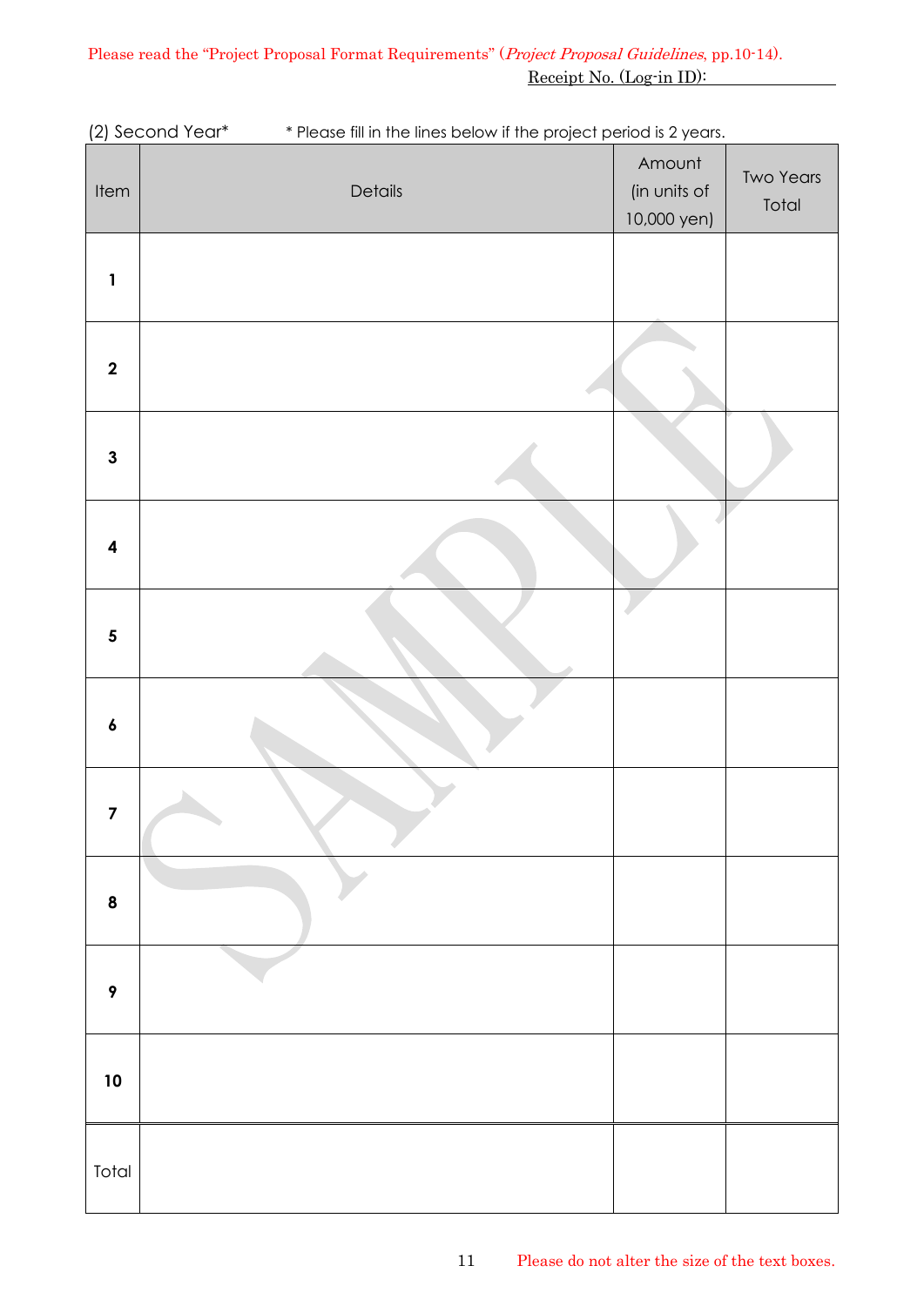Please read the "Project Proposal Format Requirements" (*Project Proposal Guidelines*, pp.10-14).

Receipt No. (Log-in ID):

(2) Second Year*  * Please fill in the lines below if the project period is 2 years.

| Item | Details | Amount (in units of 10,000 yen) | Two Years Total |
|---|---|---|---|
| 1 | | | |
| 2 | | | |
| 3 | | | |
| 4 | | | |
| 5 | | | |
| 6 | | | |
| 7 | | | |
| 8 | | | |
| 9 | | | |
| 10 | | | |
| Total | | | |

Please do not alter the size of the text boxes.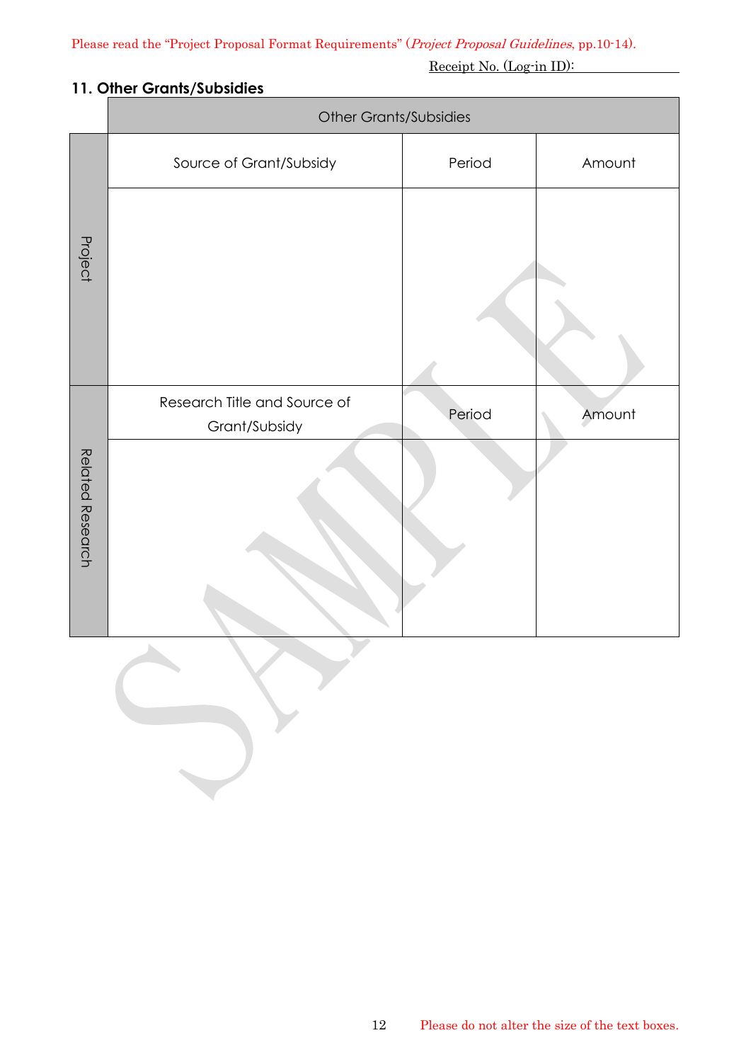Please read the "Project Proposal Format Requirements" (*Project Proposal Guidelines*, pp.10-14).

Receipt No. (Log-in ID):

## 11. Other Grants/Subsidies

| | Other Grants/Subsidies | | |
|---|---|---|---|
| Project | Source of Grant/Subsidy | Period | Amount |
| | | | |
| Related Research | Research Title and Source of Grant/Subsidy | Period | Amount |
| | | | |

Please do not alter the size of the text boxes.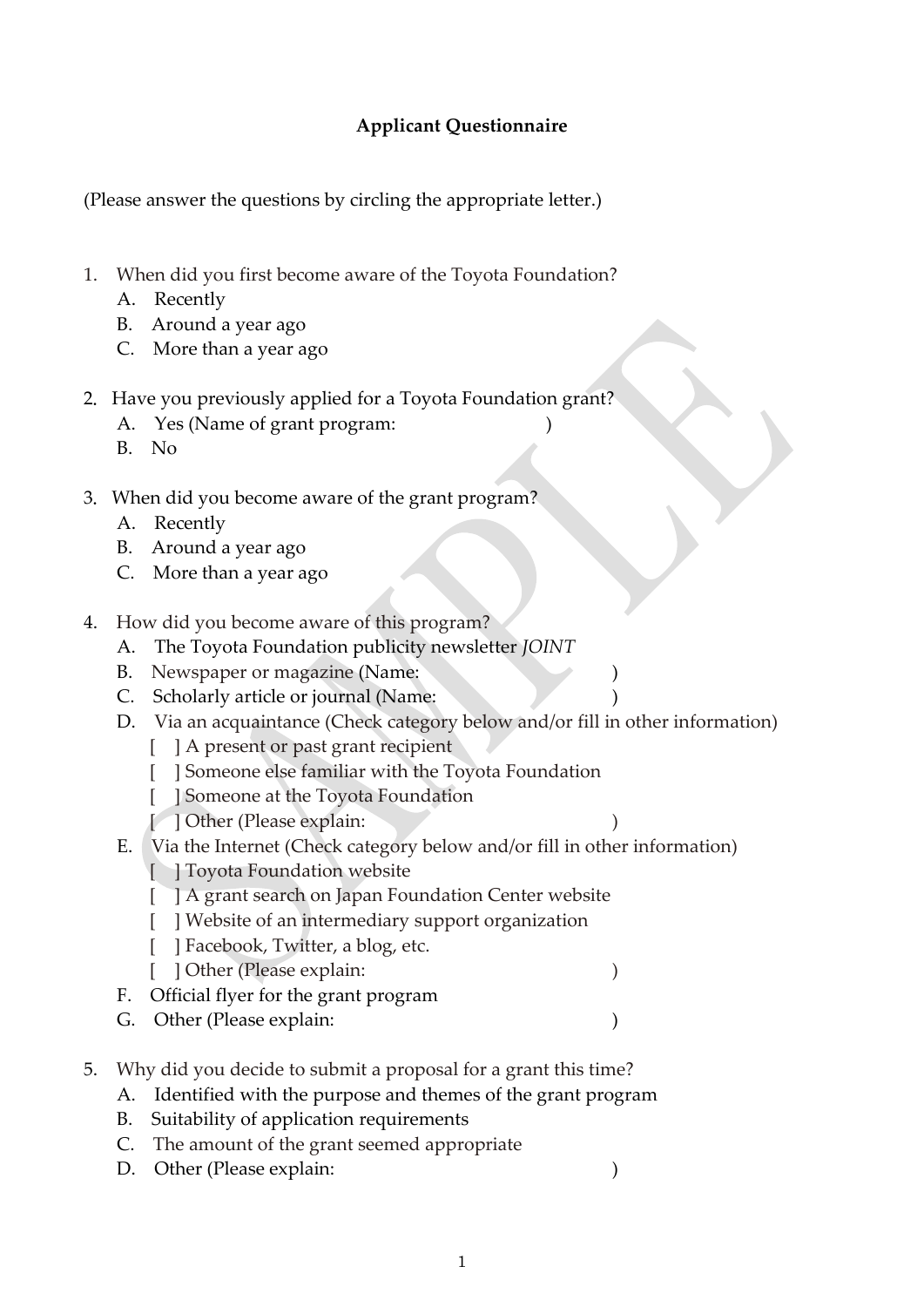**Applicant Questionnaire**

(Please answer the questions by circling the appropriate letter.)

1. When did you first become aware of the Toyota Foundation?
   A. Recently
   B. Around a year ago
   C. More than a year ago

2. Have you previously applied for a Toyota Foundation grant?
   A. Yes (Name of grant program: )
   B. No

3. When did you become aware of the grant program?
   A. Recently
   B. Around a year ago
   C. More than a year ago

4. How did you become aware of this program?
   A. The Toyota Foundation publicity newsletter *JOINT*
   B. Newspaper or magazine (Name: )
   C. Scholarly article or journal (Name: )
   D. Via an acquaintance (Check category below and/or fill in other information)
      [ ] A present or past grant recipient
      [ ] Someone else familiar with the Toyota Foundation
      [ ] Someone at the Toyota Foundation
      [ ] Other (Please explain: )
   E. Via the Internet (Check category below and/or fill in other information)
      [ ] Toyota Foundation website
      [ ] A grant search on Japan Foundation Center website
      [ ] Website of an intermediary support organization
      [ ] Facebook, Twitter, a blog, etc.
      [ ] Other (Please explain: )
   F. Official flyer for the grant program
   G. Other (Please explain: )

5. Why did you decide to submit a proposal for a grant this time?
   A. Identified with the purpose and themes of the grant program
   B. Suitability of application requirements
   C. The amount of the grant seemed appropriate
   D. Other (Please explain: )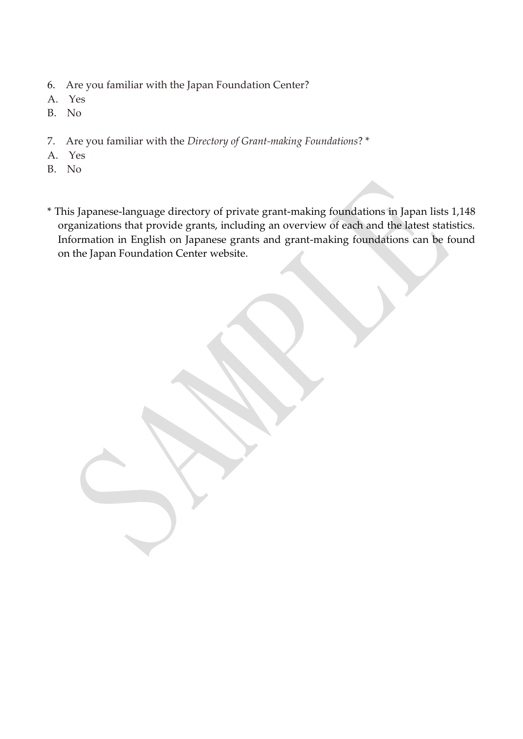6. Are you familiar with the Japan Foundation Center?

A. Yes

B. No

7. Are you familiar with the *Directory of Grant-making Foundations*? *

A. Yes

B. No

* This Japanese-language directory of private grant-making foundations in Japan lists 1,148 organizations that provide grants, including an overview of each and the latest statistics. Information in English on Japanese grants and grant-making foundations can be found on the Japan Foundation Center website.